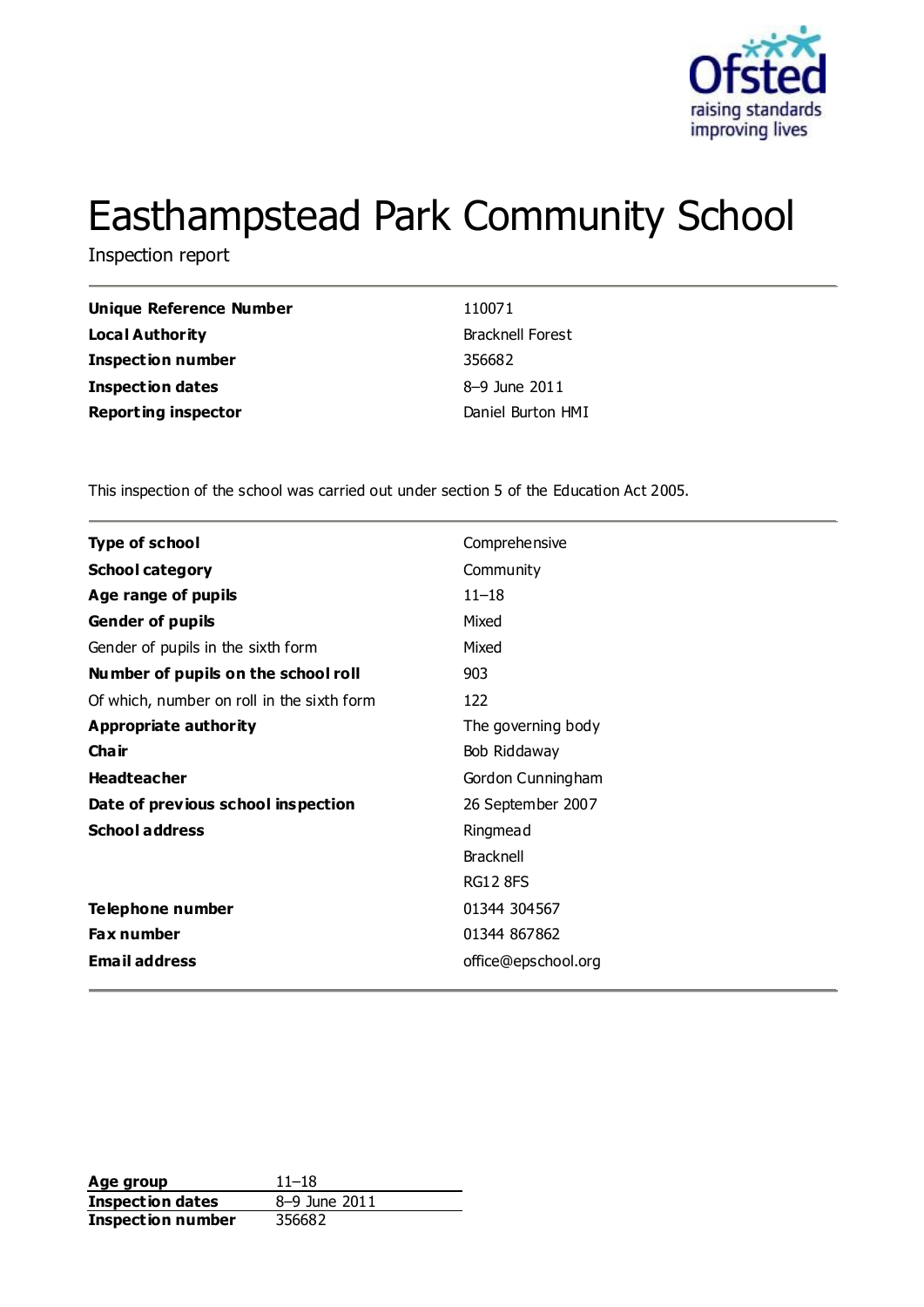# Easthampstead Park Community School

Inspection report

| | |
|---|---|
| **Unique Reference Number** | 110071 |
| **Local Authority** | Bracknell Forest |
| **Inspection number** | 356682 |
| **Inspection dates** | 8–9 June 2011 |
| **Reporting inspector** | Daniel Burton HMI |

This inspection of the school was carried out under section 5 of the Education Act 2005.

| | |
|---|---|
| **Type of school** | Comprehensive |
| **School category** | Community |
| **Age range of pupils** | 11–18 |
| **Gender of pupils** | Mixed |
| Gender of pupils in the sixth form | Mixed |
| **Number of pupils on the school roll** | 903 |
| Of which, number on roll in the sixth form | 122 |
| **Appropriate authority** | The governing body |
| **Chair** | Bob Riddaway |
| **Headteacher** | Gordon Cunningham |
| **Date of previous school inspection** | 26 September 2007 |
| **School address** | Ringmead<br>Bracknell<br>RG12 8FS |
| **Telephone number** | 01344 304567 |
| **Fax number** | 01344 867862 |
| **Email address** | office@epschool.org |

| | |
|---|---|
| **Age group** | 11–18 |
| **Inspection dates** | 8–9 June 2011 |
| **Inspection number** | 356682 |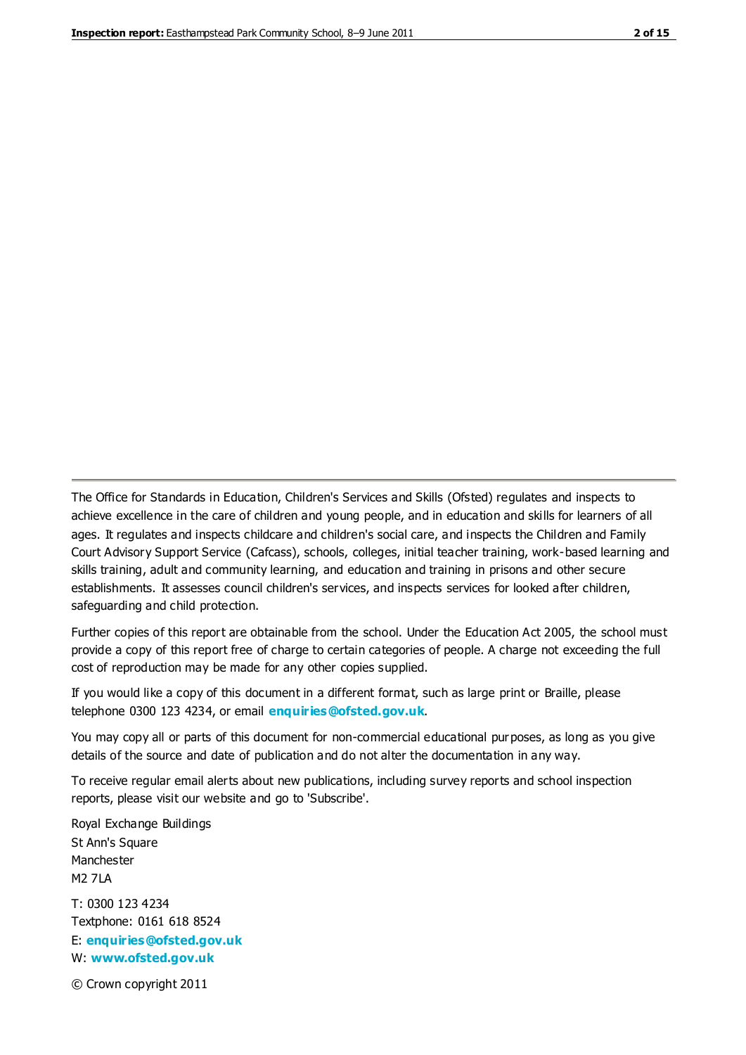The Office for Standards in Education, Children's Services and Skills (Ofsted) regulates and inspects to achieve excellence in the care of children and young people, and in education and skills for learners of all ages. It regulates and inspects childcare and children's social care, and inspects the Children and Family Court Advisory Support Service (Cafcass), schools, colleges, initial teacher training, work-based learning and skills training, adult and community learning, and education and training in prisons and other secure establishments. It assesses council children's services, and inspects services for looked after children, safeguarding and child protection.

Further copies of this report are obtainable from the school. Under the Education Act 2005, the school must provide a copy of this report free of charge to certain categories of people. A charge not exceeding the full cost of reproduction may be made for any other copies supplied.

If you would like a copy of this document in a different format, such as large print or Braille, please telephone 0300 123 4234, or email **enquiries@ofsted.gov.uk**.

You may copy all or parts of this document for non-commercial educational purposes, as long as you give details of the source and date of publication and do not alter the documentation in any way.

To receive regular email alerts about new publications, including survey reports and school inspection reports, please visit our website and go to 'Subscribe'.

Royal Exchange Buildings
St Ann's Square
Manchester
M2 7LA

T: 0300 123 4234
Textphone: 0161 618 8524
E: **enquiries@ofsted.gov.uk**
W: **www.ofsted.gov.uk**

© Crown copyright 2011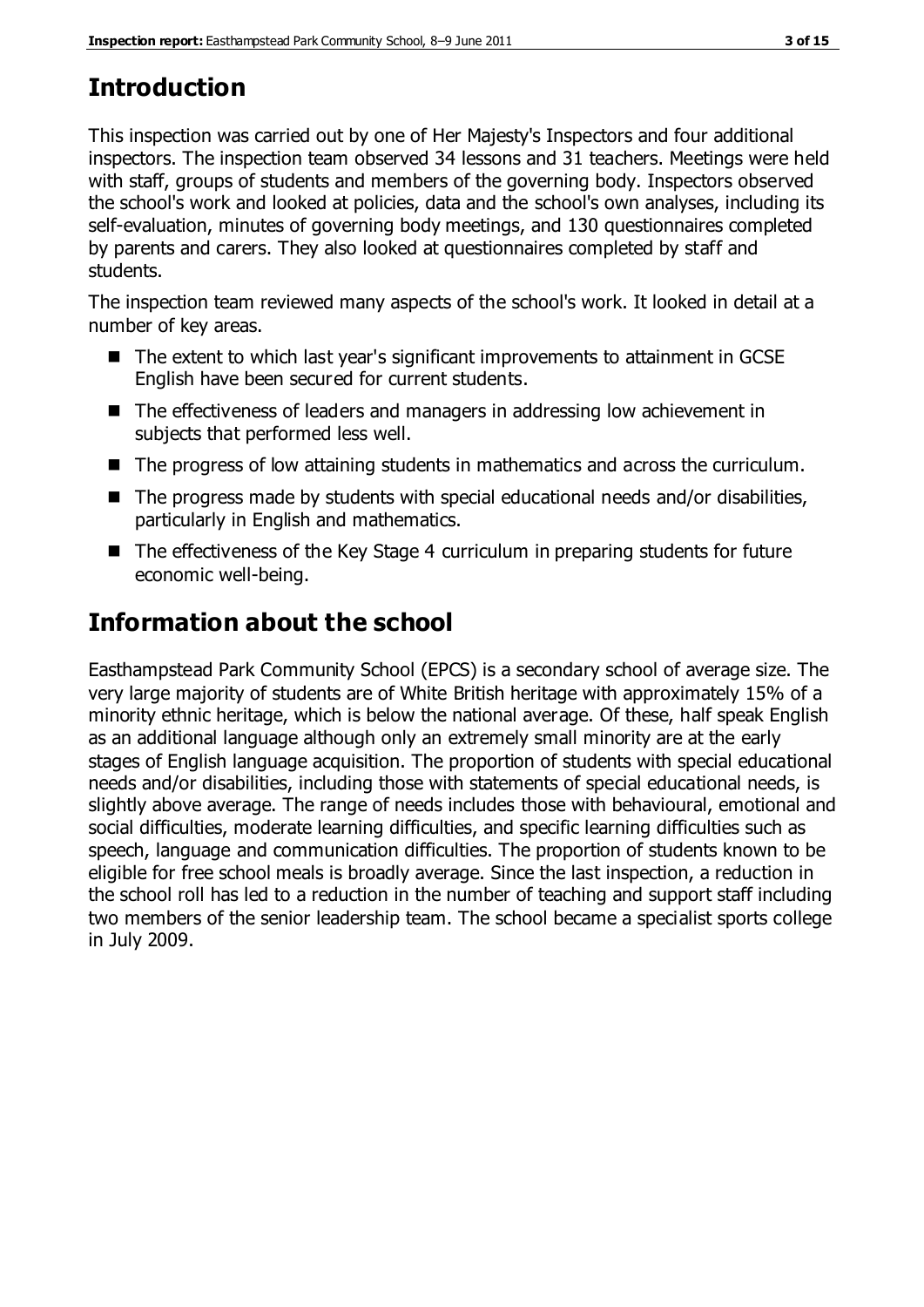# Introduction

This inspection was carried out by one of Her Majesty's Inspectors and four additional inspectors. The inspection team observed 34 lessons and 31 teachers. Meetings were held with staff, groups of students and members of the governing body. Inspectors observed the school's work and looked at policies, data and the school's own analyses, including its self-evaluation, minutes of governing body meetings, and 130 questionnaires completed by parents and carers. They also looked at questionnaires completed by staff and students.

The inspection team reviewed many aspects of the school's work. It looked in detail at a number of key areas.

- The extent to which last year's significant improvements to attainment in GCSE English have been secured for current students.
- The effectiveness of leaders and managers in addressing low achievement in subjects that performed less well.
- The progress of low attaining students in mathematics and across the curriculum.
- The progress made by students with special educational needs and/or disabilities, particularly in English and mathematics.
- The effectiveness of the Key Stage 4 curriculum in preparing students for future economic well-being.

# Information about the school

Easthampstead Park Community School (EPCS) is a secondary school of average size. The very large majority of students are of White British heritage with approximately 15% of a minority ethnic heritage, which is below the national average. Of these, half speak English as an additional language although only an extremely small minority are at the early stages of English language acquisition. The proportion of students with special educational needs and/or disabilities, including those with statements of special educational needs, is slightly above average. The range of needs includes those with behavioural, emotional and social difficulties, moderate learning difficulties, and specific learning difficulties such as speech, language and communication difficulties. The proportion of students known to be eligible for free school meals is broadly average. Since the last inspection, a reduction in the school roll has led to a reduction in the number of teaching and support staff including two members of the senior leadership team. The school became a specialist sports college in July 2009.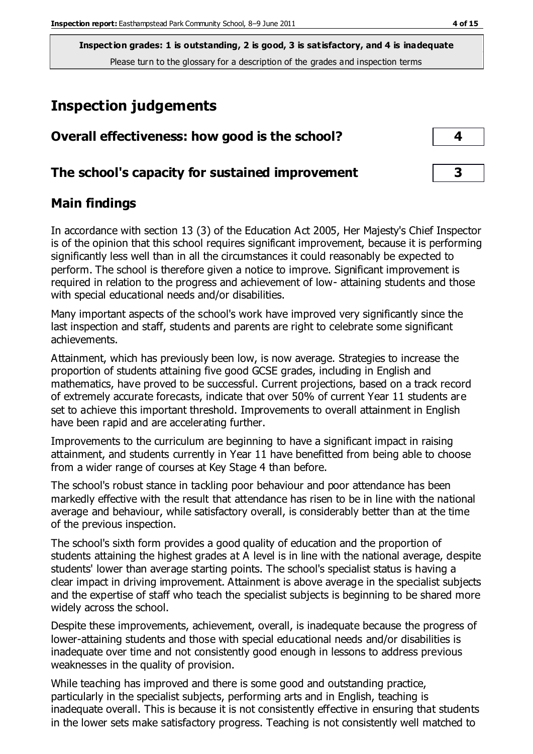**Inspection grades: 1 is outstanding, 2 is good, 3 is satisfactory, and 4 is inadequate**
Please turn to the glossary for a description of the grades and inspection terms

# Inspection judgements

| | |
|---|---|
| **Overall effectiveness: how good is the school?** | **4** |
| **The school's capacity for sustained improvement** | **3** |

## Main findings

In accordance with section 13 (3) of the Education Act 2005, Her Majesty's Chief Inspector is of the opinion that this school requires significant improvement, because it is performing significantly less well than in all the circumstances it could reasonably be expected to perform. The school is therefore given a notice to improve. Significant improvement is required in relation to the progress and achievement of low- attaining students and those with special educational needs and/or disabilities.

Many important aspects of the school's work have improved very significantly since the last inspection and staff, students and parents are right to celebrate some significant achievements.

Attainment, which has previously been low, is now average. Strategies to increase the proportion of students attaining five good GCSE grades, including in English and mathematics, have proved to be successful. Current projections, based on a track record of extremely accurate forecasts, indicate that over 50% of current Year 11 students are set to achieve this important threshold. Improvements to overall attainment in English have been rapid and are accelerating further.

Improvements to the curriculum are beginning to have a significant impact in raising attainment, and students currently in Year 11 have benefitted from being able to choose from a wider range of courses at Key Stage 4 than before.

The school's robust stance in tackling poor behaviour and poor attendance has been markedly effective with the result that attendance has risen to be in line with the national average and behaviour, while satisfactory overall, is considerably better than at the time of the previous inspection.

The school's sixth form provides a good quality of education and the proportion of students attaining the highest grades at A level is in line with the national average, despite students' lower than average starting points. The school's specialist status is having a clear impact in driving improvement. Attainment is above average in the specialist subjects and the expertise of staff who teach the specialist subjects is beginning to be shared more widely across the school.

Despite these improvements, achievement, overall, is inadequate because the progress of lower-attaining students and those with special educational needs and/or disabilities is inadequate over time and not consistently good enough in lessons to address previous weaknesses in the quality of provision.

While teaching has improved and there is some good and outstanding practice, particularly in the specialist subjects, performing arts and in English, teaching is inadequate overall. This is because it is not consistently effective in ensuring that students in the lower sets make satisfactory progress. Teaching is not consistently well matched to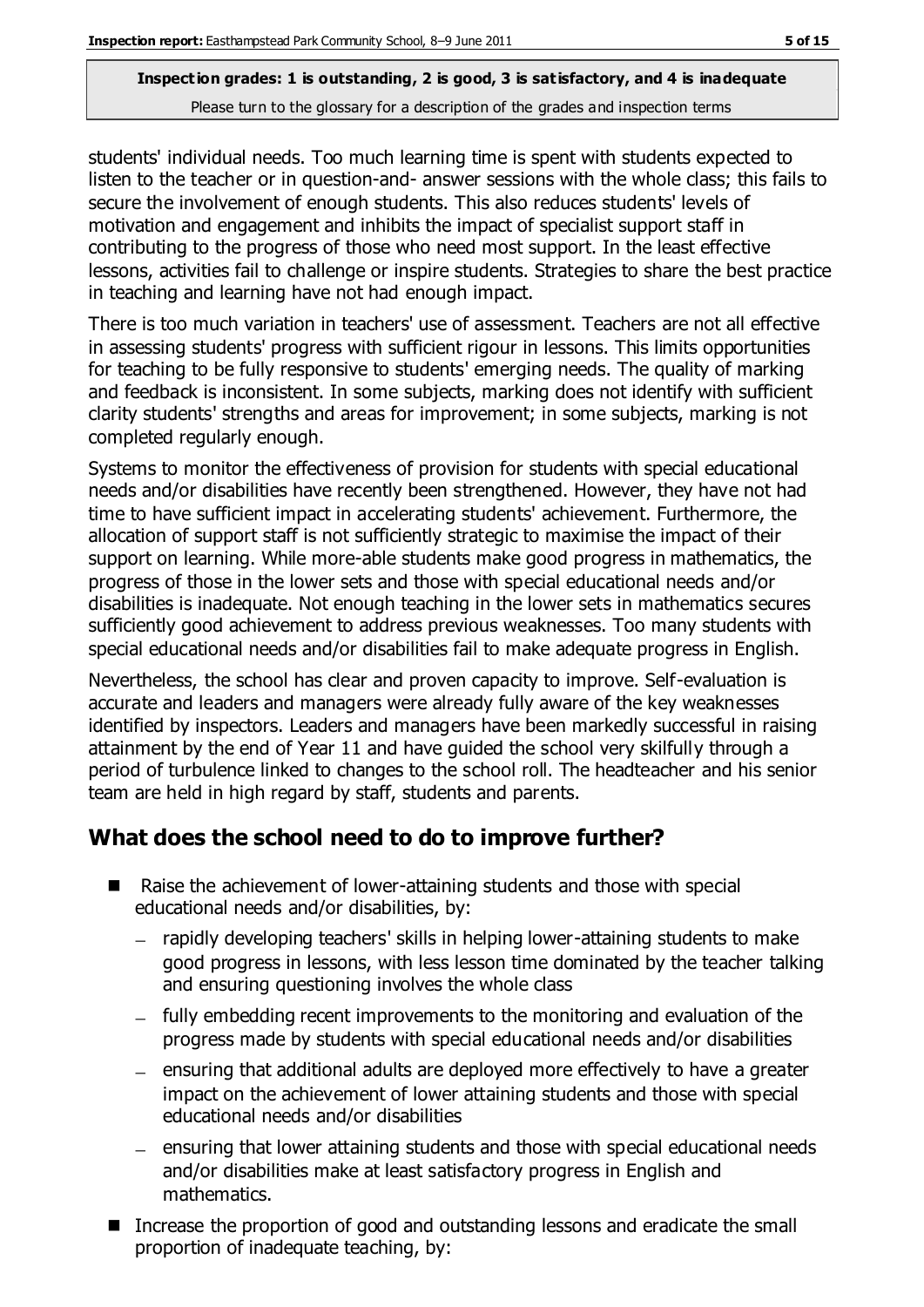students' individual needs. Too much learning time is spent with students expected to listen to the teacher or in question-and- answer sessions with the whole class; this fails to secure the involvement of enough students. This also reduces students' levels of motivation and engagement and inhibits the impact of specialist support staff in contributing to the progress of those who need most support. In the least effective lessons, activities fail to challenge or inspire students. Strategies to share the best practice in teaching and learning have not had enough impact.

There is too much variation in teachers' use of assessment. Teachers are not all effective in assessing students' progress with sufficient rigour in lessons. This limits opportunities for teaching to be fully responsive to students' emerging needs. The quality of marking and feedback is inconsistent. In some subjects, marking does not identify with sufficient clarity students' strengths and areas for improvement; in some subjects, marking is not completed regularly enough.

Systems to monitor the effectiveness of provision for students with special educational needs and/or disabilities have recently been strengthened. However, they have not had time to have sufficient impact in accelerating students' achievement. Furthermore, the allocation of support staff is not sufficiently strategic to maximise the impact of their support on learning. While more-able students make good progress in mathematics, the progress of those in the lower sets and those with special educational needs and/or disabilities is inadequate. Not enough teaching in the lower sets in mathematics secures sufficiently good achievement to address previous weaknesses. Too many students with special educational needs and/or disabilities fail to make adequate progress in English.

Nevertheless, the school has clear and proven capacity to improve. Self-evaluation is accurate and leaders and managers were already fully aware of the key weaknesses identified by inspectors. Leaders and managers have been markedly successful in raising attainment by the end of Year 11 and have guided the school very skilfully through a period of turbulence linked to changes to the school roll. The headteacher and his senior team are held in high regard by staff, students and parents.

## What does the school need to do to improve further?

- Raise the achievement of lower-attaining students and those with special educational needs and/or disabilities, by:
  - rapidly developing teachers' skills in helping lower-attaining students to make good progress in lessons, with less lesson time dominated by the teacher talking and ensuring questioning involves the whole class
  - fully embedding recent improvements to the monitoring and evaluation of the progress made by students with special educational needs and/or disabilities
  - ensuring that additional adults are deployed more effectively to have a greater impact on the achievement of lower attaining students and those with special educational needs and/or disabilities
  - ensuring that lower attaining students and those with special educational needs and/or disabilities make at least satisfactory progress in English and mathematics.
- Increase the proportion of good and outstanding lessons and eradicate the small proportion of inadequate teaching, by: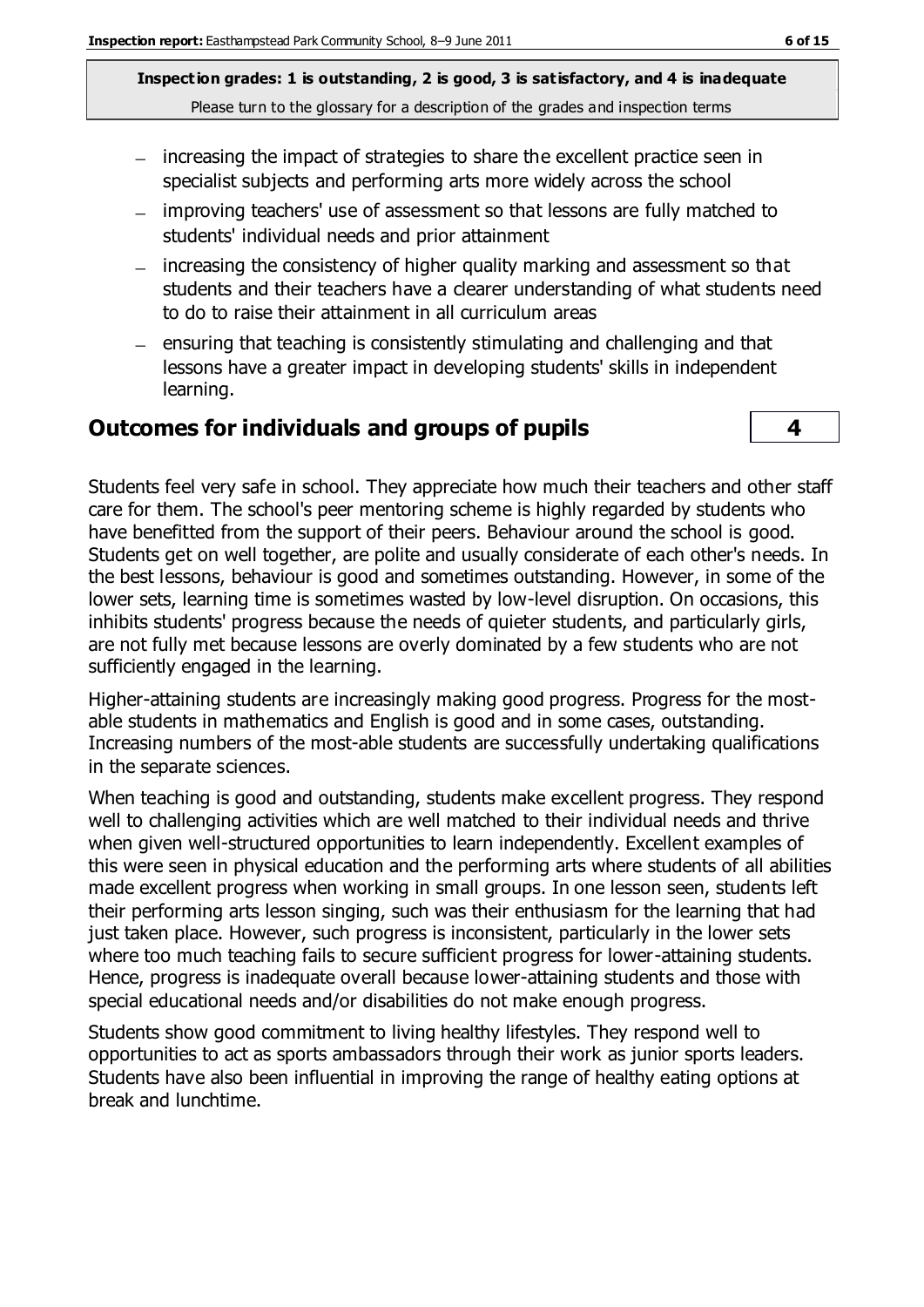- increasing the impact of strategies to share the excellent practice seen in specialist subjects and performing arts more widely across the school
- improving teachers' use of assessment so that lessons are fully matched to students' individual needs and prior attainment
- increasing the consistency of higher quality marking and assessment so that students and their teachers have a clearer understanding of what students need to do to raise their attainment in all curriculum areas
- ensuring that teaching is consistently stimulating and challenging and that lessons have a greater impact in developing students' skills in independent learning.

## Outcomes for individuals and groups of pupils — 4

Students feel very safe in school. They appreciate how much their teachers and other staff care for them. The school's peer mentoring scheme is highly regarded by students who have benefitted from the support of their peers. Behaviour around the school is good. Students get on well together, are polite and usually considerate of each other's needs. In the best lessons, behaviour is good and sometimes outstanding. However, in some of the lower sets, learning time is sometimes wasted by low-level disruption. On occasions, this inhibits students' progress because the needs of quieter students, and particularly girls, are not fully met because lessons are overly dominated by a few students who are not sufficiently engaged in the learning.

Higher-attaining students are increasingly making good progress. Progress for the most-able students in mathematics and English is good and in some cases, outstanding. Increasing numbers of the most-able students are successfully undertaking qualifications in the separate sciences.

When teaching is good and outstanding, students make excellent progress. They respond well to challenging activities which are well matched to their individual needs and thrive when given well-structured opportunities to learn independently. Excellent examples of this were seen in physical education and the performing arts where students of all abilities made excellent progress when working in small groups. In one lesson seen, students left their performing arts lesson singing, such was their enthusiasm for the learning that had just taken place. However, such progress is inconsistent, particularly in the lower sets where too much teaching fails to secure sufficient progress for lower-attaining students. Hence, progress is inadequate overall because lower-attaining students and those with special educational needs and/or disabilities do not make enough progress.

Students show good commitment to living healthy lifestyles. They respond well to opportunities to act as sports ambassadors through their work as junior sports leaders. Students have also been influential in improving the range of healthy eating options at break and lunchtime.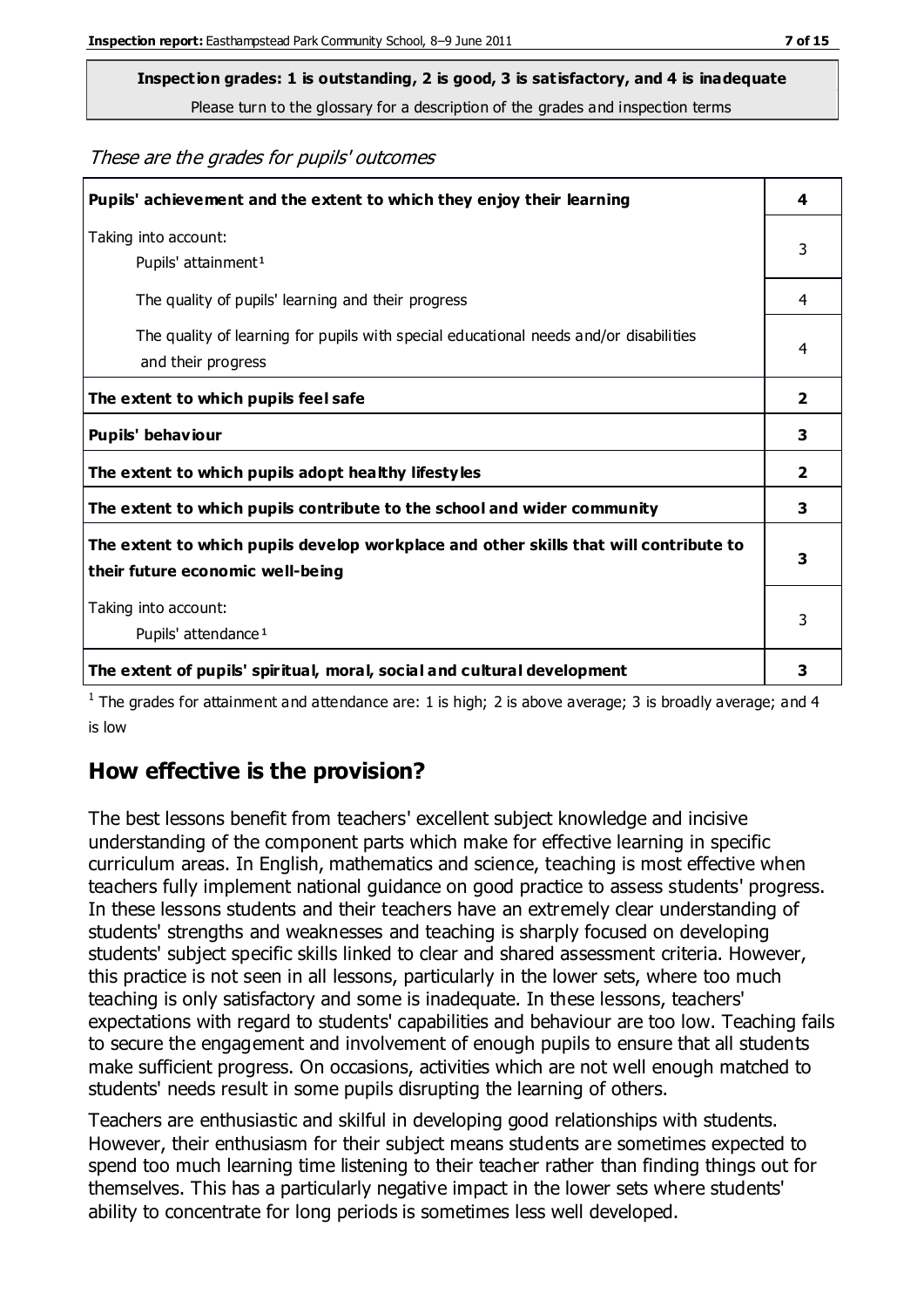**Inspection grades: 1 is outstanding, 2 is good, 3 is satisfactory, and 4 is inadequate**

Please turn to the glossary for a description of the grades and inspection terms

*These are the grades for pupils' outcomes*

| | |
|---|---|
| **Pupils' achievement and the extent to which they enjoy their learning** | **4** |
| Taking into account: Pupils' attainment[1] | 3 |
| The quality of pupils' learning and their progress | 4 |
| The quality of learning for pupils with special educational needs and/or disabilities and their progress | 4 |
| **The extent to which pupils feel safe** | **2** |
| **Pupils' behaviour** | **3** |
| **The extent to which pupils adopt healthy lifestyles** | **2** |
| **The extent to which pupils contribute to the school and wider community** | **3** |
| **The extent to which pupils develop workplace and other skills that will contribute to their future economic well-being** | **3** |
| Taking into account: Pupils' attendance[1] | 3 |
| **The extent of pupils' spiritual, moral, social and cultural development** | **3** |

[1] The grades for attainment and attendance are: 1 is high; 2 is above average; 3 is broadly average; and 4 is low

## How effective is the provision?

The best lessons benefit from teachers' excellent subject knowledge and incisive understanding of the component parts which make for effective learning in specific curriculum areas. In English, mathematics and science, teaching is most effective when teachers fully implement national guidance on good practice to assess students' progress. In these lessons students and their teachers have an extremely clear understanding of students' strengths and weaknesses and teaching is sharply focused on developing students' subject specific skills linked to clear and shared assessment criteria. However, this practice is not seen in all lessons, particularly in the lower sets, where too much teaching is only satisfactory and some is inadequate. In these lessons, teachers' expectations with regard to students' capabilities and behaviour are too low. Teaching fails to secure the engagement and involvement of enough pupils to ensure that all students make sufficient progress. On occasions, activities which are not well enough matched to students' needs result in some pupils disrupting the learning of others.

Teachers are enthusiastic and skilful in developing good relationships with students. However, their enthusiasm for their subject means students are sometimes expected to spend too much learning time listening to their teacher rather than finding things out for themselves. This has a particularly negative impact in the lower sets where students' ability to concentrate for long periods is sometimes less well developed.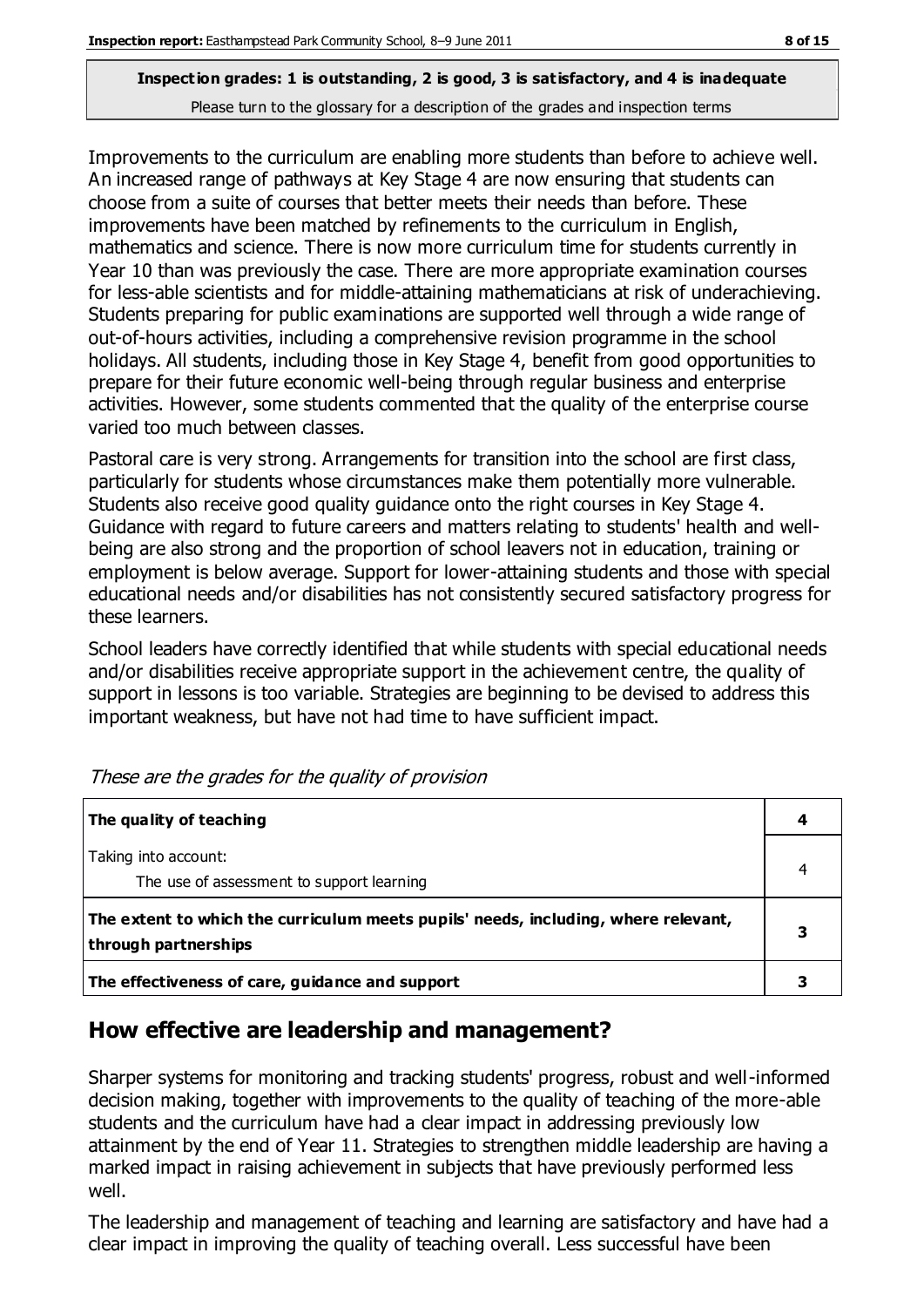**Inspection grades: 1 is outstanding, 2 is good, 3 is satisfactory, and 4 is inadequate**
Please turn to the glossary for a description of the grades and inspection terms

Improvements to the curriculum are enabling more students than before to achieve well. An increased range of pathways at Key Stage 4 are now ensuring that students can choose from a suite of courses that better meets their needs than before. These improvements have been matched by refinements to the curriculum in English, mathematics and science. There is now more curriculum time for students currently in Year 10 than was previously the case. There are more appropriate examination courses for less-able scientists and for middle-attaining mathematicians at risk of underachieving. Students preparing for public examinations are supported well through a wide range of out-of-hours activities, including a comprehensive revision programme in the school holidays. All students, including those in Key Stage 4, benefit from good opportunities to prepare for their future economic well-being through regular business and enterprise activities. However, some students commented that the quality of the enterprise course varied too much between classes.

Pastoral care is very strong. Arrangements for transition into the school are first class, particularly for students whose circumstances make them potentially more vulnerable. Students also receive good quality guidance onto the right courses in Key Stage 4. Guidance with regard to future careers and matters relating to students' health and well-being are also strong and the proportion of school leavers not in education, training or employment is below average. Support for lower-attaining students and those with special educational needs and/or disabilities has not consistently secured satisfactory progress for these learners.

School leaders have correctly identified that while students with special educational needs and/or disabilities receive appropriate support in the achievement centre, the quality of support in lessons is too variable. Strategies are beginning to be devised to address this important weakness, but have not had time to have sufficient impact.

*These are the grades for the quality of provision*

| | |
|---|---|
| **The quality of teaching** | **4** |
| Taking into account:<br>The use of assessment to support learning | 4 |
| **The extent to which the curriculum meets pupils' needs, including, where relevant, through partnerships** | **3** |
| **The effectiveness of care, guidance and support** | **3** |

## How effective are leadership and management?

Sharper systems for monitoring and tracking students' progress, robust and well-informed decision making, together with improvements to the quality of teaching of the more-able students and the curriculum have had a clear impact in addressing previously low attainment by the end of Year 11. Strategies to strengthen middle leadership are having a marked impact in raising achievement in subjects that have previously performed less well.

The leadership and management of teaching and learning are satisfactory and have had a clear impact in improving the quality of teaching overall. Less successful have been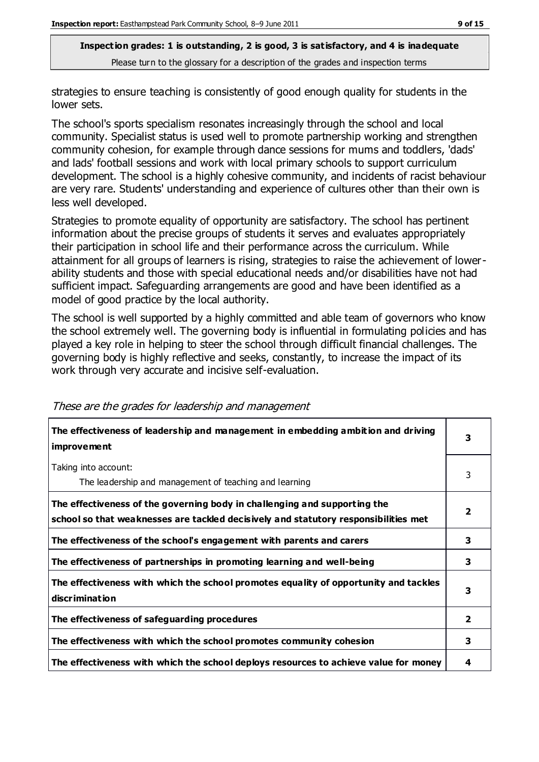**Inspection grades: 1 is outstanding, 2 is good, 3 is satisfactory, and 4 is inadequate**
Please turn to the glossary for a description of the grades and inspection terms

strategies to ensure teaching is consistently of good enough quality for students in the lower sets.

The school's sports specialism resonates increasingly through the school and local community. Specialist status is used well to promote partnership working and strengthen community cohesion, for example through dance sessions for mums and toddlers, 'dads' and lads' football sessions and work with local primary schools to support curriculum development. The school is a highly cohesive community, and incidents of racist behaviour are very rare. Students' understanding and experience of cultures other than their own is less well developed.

Strategies to promote equality of opportunity are satisfactory. The school has pertinent information about the precise groups of students it serves and evaluates appropriately their participation in school life and their performance across the curriculum. While attainment for all groups of learners is rising, strategies to raise the achievement of lower-ability students and those with special educational needs and/or disabilities have not had sufficient impact. Safeguarding arrangements are good and have been identified as a model of good practice by the local authority.

The school is well supported by a highly committed and able team of governors who know the school extremely well. The governing body is influential in formulating policies and has played a key role in helping to steer the school through difficult financial challenges. The governing body is highly reflective and seeks, constantly, to increase the impact of its work through very accurate and incisive self-evaluation.

*These are the grades for leadership and management*

| | |
|---|---|
| **The effectiveness of leadership and management in embedding ambition and driving improvement** | **3** |
| Taking into account: The leadership and management of teaching and learning | 3 |
| **The effectiveness of the governing body in challenging and supporting the school so that weaknesses are tackled decisively and statutory responsibilities met** | **2** |
| **The effectiveness of the school's engagement with parents and carers** | **3** |
| **The effectiveness of partnerships in promoting learning and well-being** | **3** |
| **The effectiveness with which the school promotes equality of opportunity and tackles discrimination** | **3** |
| **The effectiveness of safeguarding procedures** | **2** |
| **The effectiveness with which the school promotes community cohesion** | **3** |
| **The effectiveness with which the school deploys resources to achieve value for money** | **4** |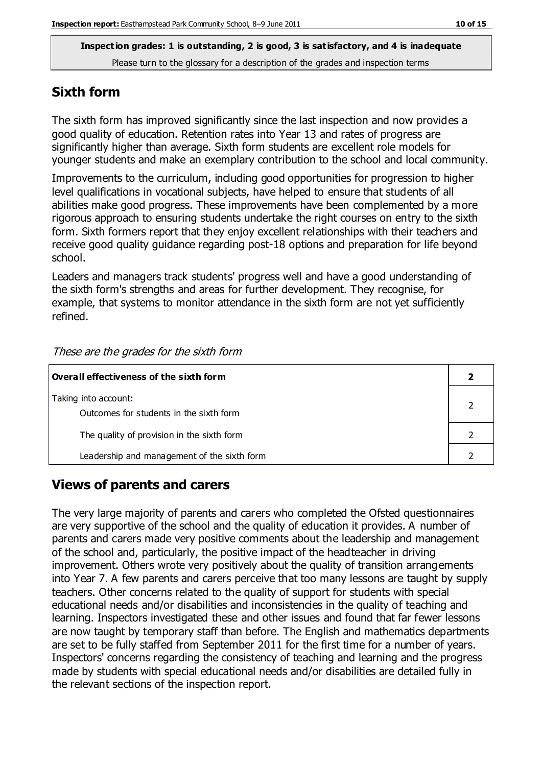**Inspection grades: 1 is outstanding, 2 is good, 3 is satisfactory, and 4 is inadequate**
Please turn to the glossary for a description of the grades and inspection terms

## Sixth form

The sixth form has improved significantly since the last inspection and now provides a good quality of education. Retention rates into Year 13 and rates of progress are significantly higher than average. Sixth form students are excellent role models for younger students and make an exemplary contribution to the school and local community.

Improvements to the curriculum, including good opportunities for progression to higher level qualifications in vocational subjects, have helped to ensure that students of all abilities make good progress. These improvements have been complemented by a more rigorous approach to ensuring students undertake the right courses on entry to the sixth form. Sixth formers report that they enjoy excellent relationships with their teachers and receive good quality guidance regarding post-18 options and preparation for life beyond school.

Leaders and managers track students' progress well and have a good understanding of the sixth form's strengths and areas for further development. They recognise, for example, that systems to monitor attendance in the sixth form are not yet sufficiently refined.

*These are the grades for the sixth form*

| **Overall effectiveness of the sixth form** | **2** |
|---|---|
| Taking into account:<br>Outcomes for students in the sixth form | 2 |
| The quality of provision in the sixth form | 2 |
| Leadership and management of the sixth form | 2 |

## Views of parents and carers

The very large majority of parents and carers who completed the Ofsted questionnaires are very supportive of the school and the quality of education it provides. A number of parents and carers made very positive comments about the leadership and management of the school and, particularly, the positive impact of the headteacher in driving improvement. Others wrote very positively about the quality of transition arrangements into Year 7. A few parents and carers perceive that too many lessons are taught by supply teachers. Other concerns related to the quality of support for students with special educational needs and/or disabilities and inconsistencies in the quality of teaching and learning. Inspectors investigated these and other issues and found that far fewer lessons are now taught by temporary staff than before. The English and mathematics departments are set to be fully staffed from September 2011 for the first time for a number of years. Inspectors' concerns regarding the consistency of teaching and learning and the progress made by students with special educational needs and/or disabilities are detailed fully in the relevant sections of the inspection report.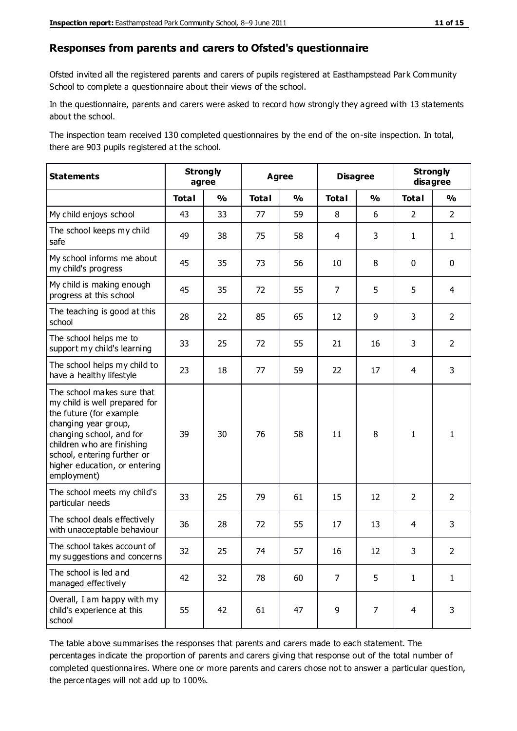## Responses from parents and carers to Ofsted's questionnaire

Ofsted invited all the registered parents and carers of pupils registered at Easthampstead Park Community School to complete a questionnaire about their views of the school.

In the questionnaire, parents and carers were asked to record how strongly they agreed with 13 statements about the school.

The inspection team received 130 completed questionnaires by the end of the on-site inspection. In total, there are 903 pupils registered at the school.

| Statements | Strongly agree | | Agree | | Disagree | | Strongly disagree | |
|---|---|---|---|---|---|---|---|---|
| | Total | % | Total | % | Total | % | Total | % |
| My child enjoys school | 43 | 33 | 77 | 59 | 8 | 6 | 2 | 2 |
| The school keeps my child safe | 49 | 38 | 75 | 58 | 4 | 3 | 1 | 1 |
| My school informs me about my child's progress | 45 | 35 | 73 | 56 | 10 | 8 | 0 | 0 |
| My child is making enough progress at this school | 45 | 35 | 72 | 55 | 7 | 5 | 5 | 4 |
| The teaching is good at this school | 28 | 22 | 85 | 65 | 12 | 9 | 3 | 2 |
| The school helps me to support my child's learning | 33 | 25 | 72 | 55 | 21 | 16 | 3 | 2 |
| The school helps my child to have a healthy lifestyle | 23 | 18 | 77 | 59 | 22 | 17 | 4 | 3 |
| The school makes sure that my child is well prepared for the future (for example changing year group, changing school, and for children who are finishing school, entering further or higher education, or entering employment) | 39 | 30 | 76 | 58 | 11 | 8 | 1 | 1 |
| The school meets my child's particular needs | 33 | 25 | 79 | 61 | 15 | 12 | 2 | 2 |
| The school deals effectively with unacceptable behaviour | 36 | 28 | 72 | 55 | 17 | 13 | 4 | 3 |
| The school takes account of my suggestions and concerns | 32 | 25 | 74 | 57 | 16 | 12 | 3 | 2 |
| The school is led and managed effectively | 42 | 32 | 78 | 60 | 7 | 5 | 1 | 1 |
| Overall, I am happy with my child's experience at this school | 55 | 42 | 61 | 47 | 9 | 7 | 4 | 3 |

The table above summarises the responses that parents and carers made to each statement. The percentages indicate the proportion of parents and carers giving that response out of the total number of completed questionnaires. Where one or more parents and carers chose not to answer a particular question, the percentages will not add up to 100%.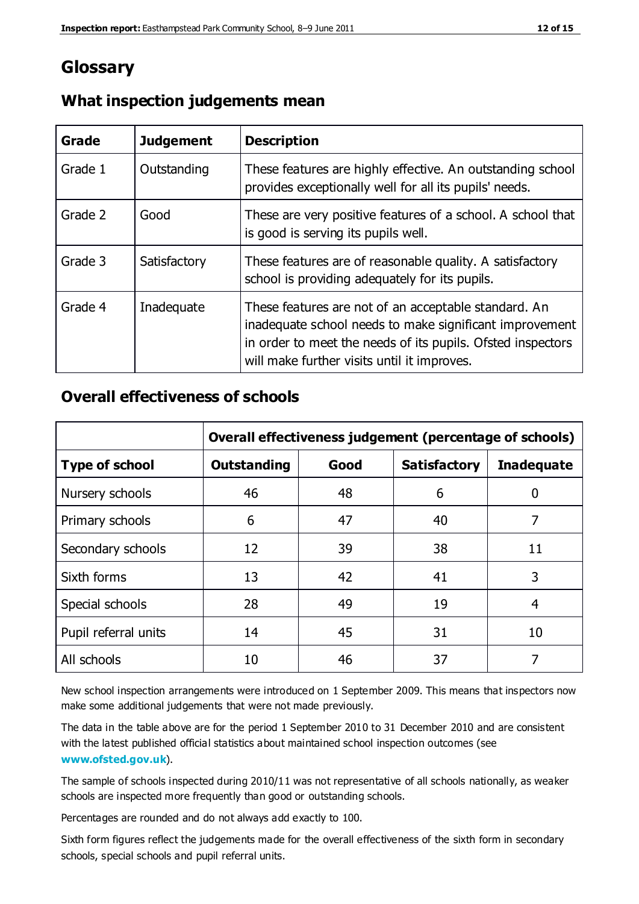# Glossary

## What inspection judgements mean

| Grade | Judgement | Description |
| --- | --- | --- |
| Grade 1 | Outstanding | These features are highly effective. An outstanding school provides exceptionally well for all its pupils' needs. |
| Grade 2 | Good | These are very positive features of a school. A school that is good is serving its pupils well. |
| Grade 3 | Satisfactory | These features are of reasonable quality. A satisfactory school is providing adequately for its pupils. |
| Grade 4 | Inadequate | These features are not of an acceptable standard. An inadequate school needs to make significant improvement in order to meet the needs of its pupils. Ofsted inspectors will make further visits until it improves. |

## Overall effectiveness of schools

| | Overall effectiveness judgement (percentage of schools) | | | |
| --- | --- | --- | --- | --- |
| **Type of school** | **Outstanding** | **Good** | **Satisfactory** | **Inadequate** |
| Nursery schools | 46 | 48 | 6 | 0 |
| Primary schools | 6 | 47 | 40 | 7 |
| Secondary schools | 12 | 39 | 38 | 11 |
| Sixth forms | 13 | 42 | 41 | 3 |
| Special schools | 28 | 49 | 19 | 4 |
| Pupil referral units | 14 | 45 | 31 | 10 |
| All schools | 10 | 46 | 37 | 7 |

New school inspection arrangements were introduced on 1 September 2009. This means that inspectors now make some additional judgements that were not made previously.

The data in the table above are for the period 1 September 2010 to 31 December 2010 and are consistent with the latest published official statistics about maintained school inspection outcomes (see **www.ofsted.gov.uk**).

The sample of schools inspected during 2010/11 was not representative of all schools nationally, as weaker schools are inspected more frequently than good or outstanding schools.

Percentages are rounded and do not always add exactly to 100.

Sixth form figures reflect the judgements made for the overall effectiveness of the sixth form in secondary schools, special schools and pupil referral units.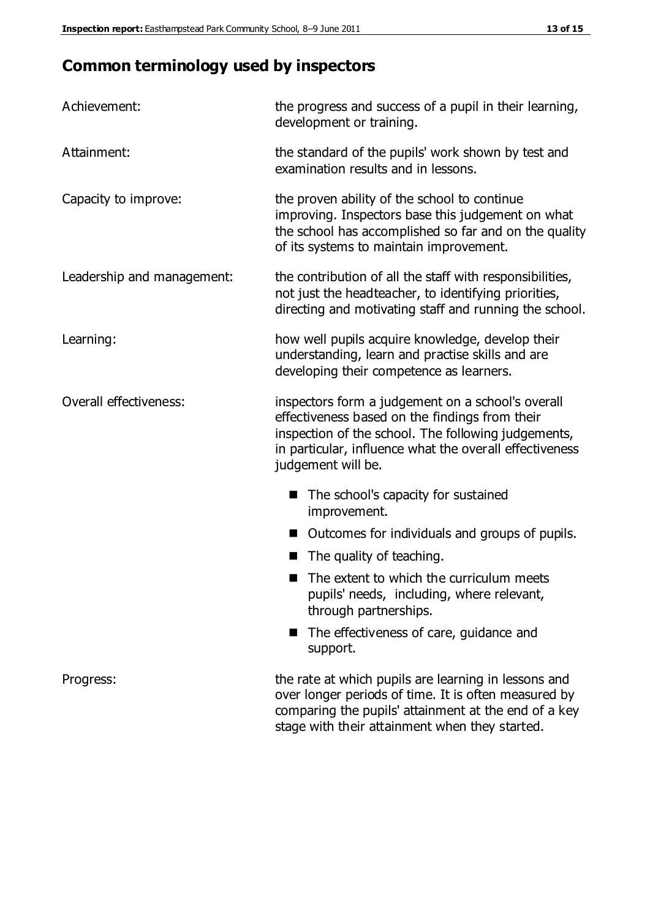## Common terminology used by inspectors

| | |
|---|---|
| Achievement: | the progress and success of a pupil in their learning, development or training. |
| Attainment: | the standard of the pupils' work shown by test and examination results and in lessons. |
| Capacity to improve: | the proven ability of the school to continue improving. Inspectors base this judgement on what the school has accomplished so far and on the quality of its systems to maintain improvement. |
| Leadership and management: | the contribution of all the staff with responsibilities, not just the headteacher, to identifying priorities, directing and motivating staff and running the school. |
| Learning: | how well pupils acquire knowledge, develop their understanding, learn and practise skills and are developing their competence as learners. |
| Overall effectiveness: | inspectors form a judgement on a school's overall effectiveness based on the findings from their inspection of the school. The following judgements, in particular, influence what the overall effectiveness judgement will be.<br>■ The school's capacity for sustained improvement.<br>■ Outcomes for individuals and groups of pupils.<br>■ The quality of teaching.<br>■ The extent to which the curriculum meets pupils' needs, including, where relevant, through partnerships.<br>■ The effectiveness of care, guidance and support. |
| Progress: | the rate at which pupils are learning in lessons and over longer periods of time. It is often measured by comparing the pupils' attainment at the end of a key stage with their attainment when they started. |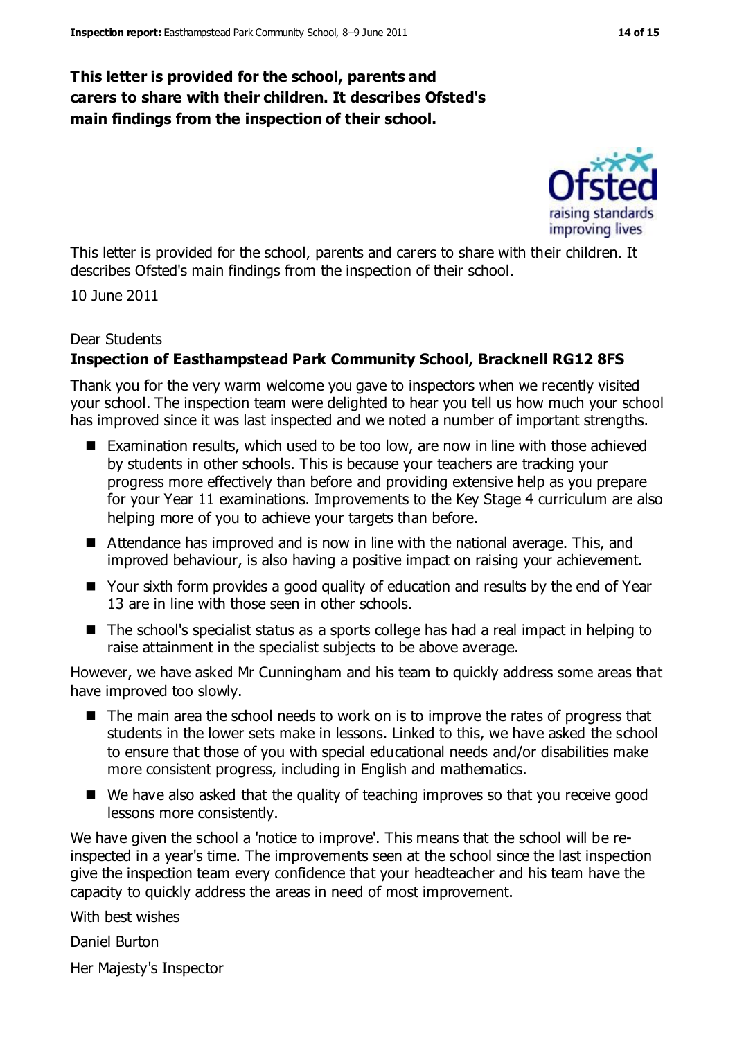**This letter is provided for the school, parents and carers to share with their children. It describes Ofsted's main findings from the inspection of their school.**

This letter is provided for the school, parents and carers to share with their children. It describes Ofsted's main findings from the inspection of their school.

10 June 2011

Dear Students

**Inspection of Easthampstead Park Community School, Bracknell RG12 8FS**

Thank you for the very warm welcome you gave to inspectors when we recently visited your school. The inspection team were delighted to hear you tell us how much your school has improved since it was last inspected and we noted a number of important strengths.

- Examination results, which used to be too low, are now in line with those achieved by students in other schools. This is because your teachers are tracking your progress more effectively than before and providing extensive help as you prepare for your Year 11 examinations. Improvements to the Key Stage 4 curriculum are also helping more of you to achieve your targets than before.
- Attendance has improved and is now in line with the national average. This, and improved behaviour, is also having a positive impact on raising your achievement.
- Your sixth form provides a good quality of education and results by the end of Year 13 are in line with those seen in other schools.
- The school's specialist status as a sports college has had a real impact in helping to raise attainment in the specialist subjects to be above average.

However, we have asked Mr Cunningham and his team to quickly address some areas that have improved too slowly.

- The main area the school needs to work on is to improve the rates of progress that students in the lower sets make in lessons. Linked to this, we have asked the school to ensure that those of you with special educational needs and/or disabilities make more consistent progress, including in English and mathematics.
- We have also asked that the quality of teaching improves so that you receive good lessons more consistently.

We have given the school a 'notice to improve'. This means that the school will be re-inspected in a year's time. The improvements seen at the school since the last inspection give the inspection team every confidence that your headteacher and his team have the capacity to quickly address the areas in need of most improvement.

With best wishes

Daniel Burton

Her Majesty's Inspector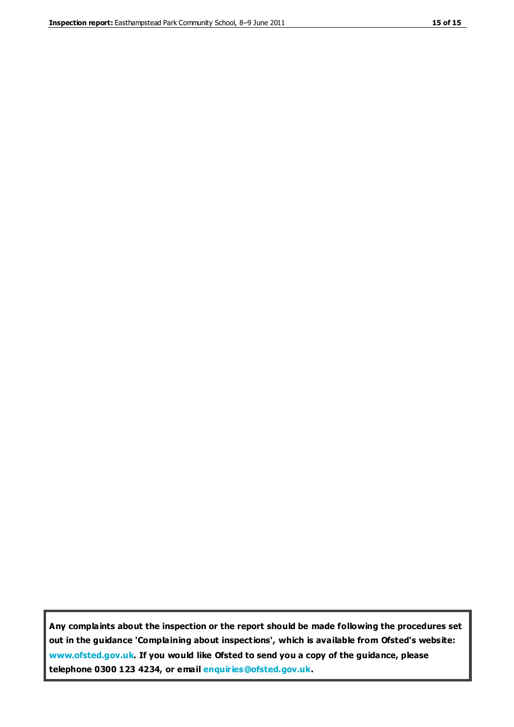**Any complaints about the inspection or the report should be made following the procedures set out in the guidance 'Complaining about inspections', which is available from Ofsted's website: www.ofsted.gov.uk. If you would like Ofsted to send you a copy of the guidance, please telephone 0300 123 4234, or email enquiries@ofsted.gov.uk.**